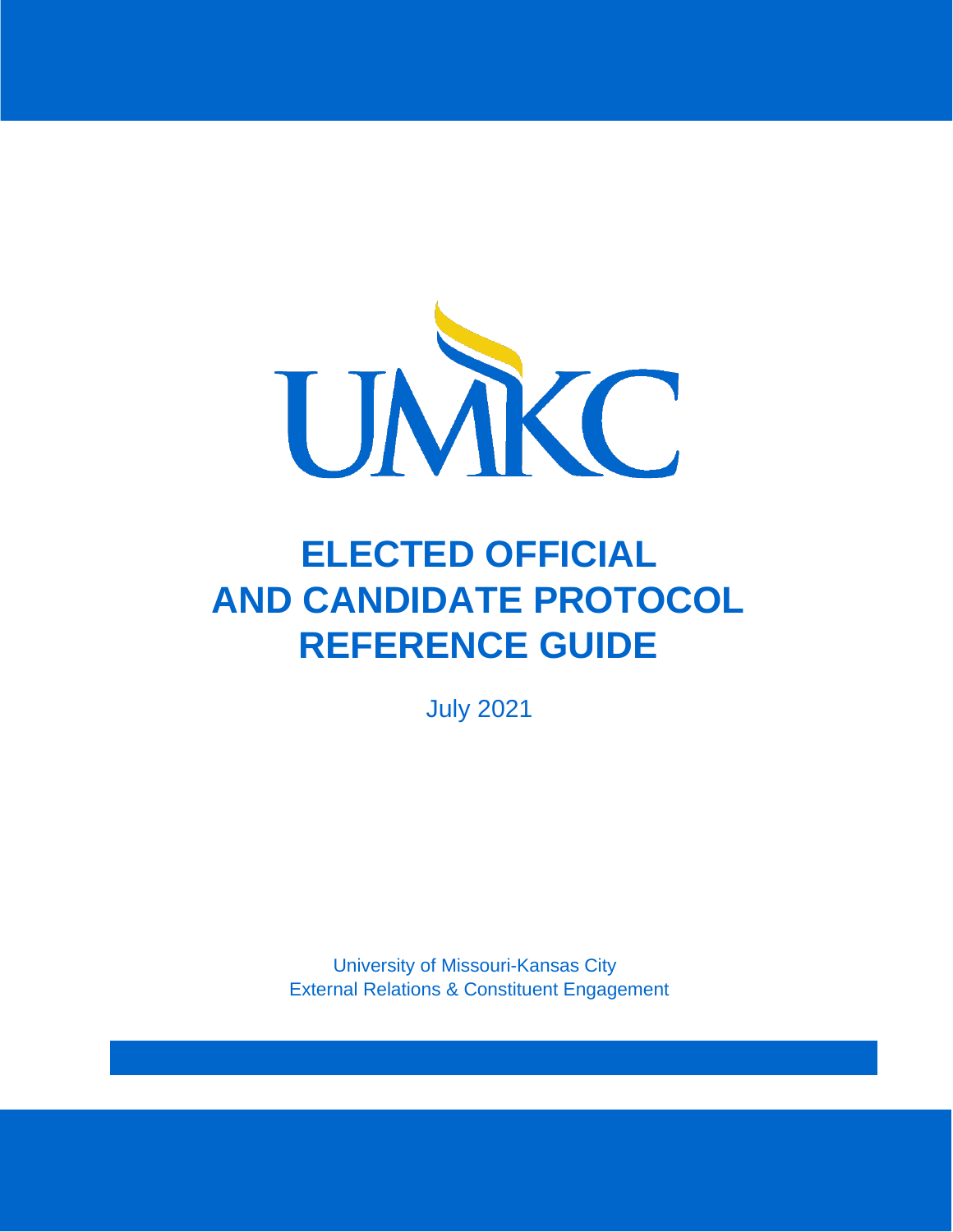UMKC

# ELECTED OFFICIAL AND CANDIDATE PROTOCOL REFERENCE GUIDE

July 2021

University of Missouri-Kansas City
External Relations & Constituent Engagement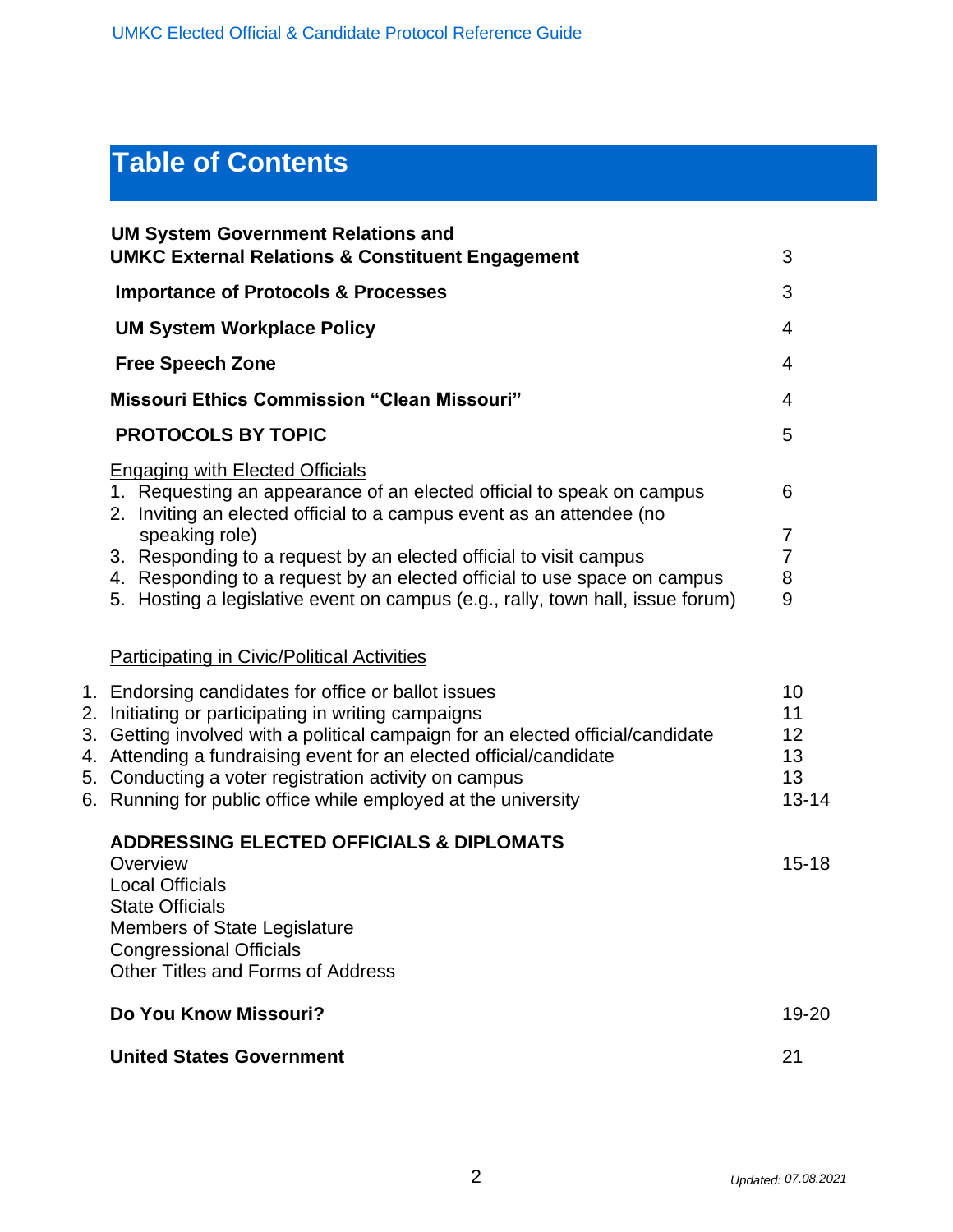# Table of Contents

| | |
|---|---|
| **UM System Government Relations and UMKC External Relations & Constituent Engagement** | 3 |
| **Importance of Protocols & Processes** | 3 |
| **UM System Workplace Policy** | 4 |
| **Free Speech Zone** | 4 |
| **Missouri Ethics Commission "Clean Missouri"** | 4 |
| **PROTOCOLS BY TOPIC** | 5 |
| <u>Engaging with Elected Officials</u> | |
| 1. Requesting an appearance of an elected official to speak on campus | 6 |
| 2. Inviting an elected official to a campus event as an attendee (no speaking role) | 7 |
| 3. Responding to a request by an elected official to visit campus | 7 |
| 4. Responding to a request by an elected official to use space on campus | 8 |
| 5. Hosting a legislative event on campus (e.g., rally, town hall, issue forum) | 9 |
| <u>Participating in Civic/Political Activities</u> | |
| 1. Endorsing candidates for office or ballot issues | 10 |
| 2. Initiating or participating in writing campaigns | 11 |
| 3. Getting involved with a political campaign for an elected official/candidate | 12 |
| 4. Attending a fundraising event for an elected official/candidate | 13 |
| 5. Conducting a voter registration activity on campus | 13 |
| 6. Running for public office while employed at the university | 13-14 |
| **ADDRESSING ELECTED OFFICIALS & DIPLOMATS** | |
| Overview | 15-18 |
| Local Officials | |
| State Officials | |
| Members of State Legislature | |
| Congressional Officials | |
| Other Titles and Forms of Address | |
| **Do You Know Missouri?** | 19-20 |
| **United States Government** | 21 |

*Updated: 07.08.2021*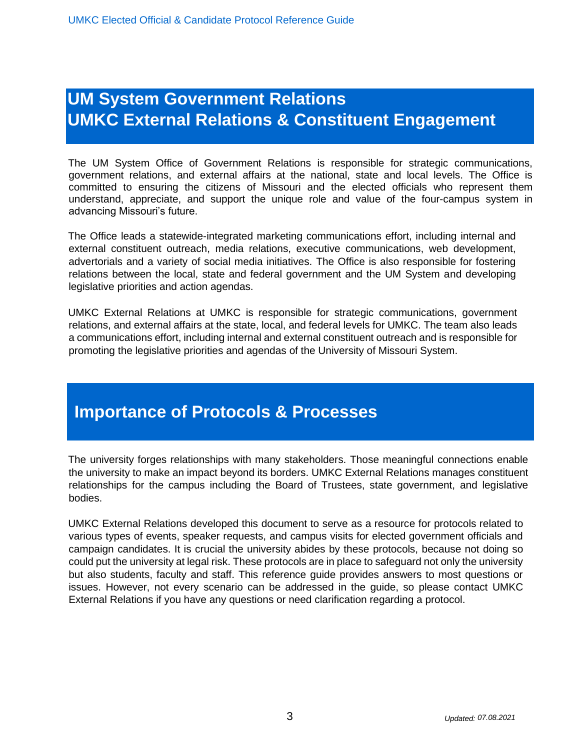## UM System Government Relations
## UMKC External Relations & Constituent Engagement

The UM System Office of Government Relations is responsible for strategic communications, government relations, and external affairs at the national, state and local levels. The Office is committed to ensuring the citizens of Missouri and the elected officials who represent them understand, appreciate, and support the unique role and value of the four-campus system in advancing Missouri's future.

The Office leads a statewide-integrated marketing communications effort, including internal and external constituent outreach, media relations, executive communications, web development, advertorials and a variety of social media initiatives. The Office is also responsible for fostering relations between the local, state and federal government and the UM System and developing legislative priorities and action agendas.

UMKC External Relations at UMKC is responsible for strategic communications, government relations, and external affairs at the state, local, and federal levels for UMKC. The team also leads a communications effort, including internal and external constituent outreach and is responsible for promoting the legislative priorities and agendas of the University of Missouri System.

## Importance of Protocols & Processes

The university forges relationships with many stakeholders. Those meaningful connections enable the university to make an impact beyond its borders. UMKC External Relations manages constituent relationships for the campus including the Board of Trustees, state government, and legislative bodies.

UMKC External Relations developed this document to serve as a resource for protocols related to various types of events, speaker requests, and campus visits for elected government officials and campaign candidates. It is crucial the university abides by these protocols, because not doing so could put the university at legal risk. These protocols are in place to safeguard not only the university but also students, faculty and staff. This reference guide provides answers to most questions or issues. However, not every scenario can be addressed in the guide, so please contact UMKC External Relations if you have any questions or need clarification regarding a protocol.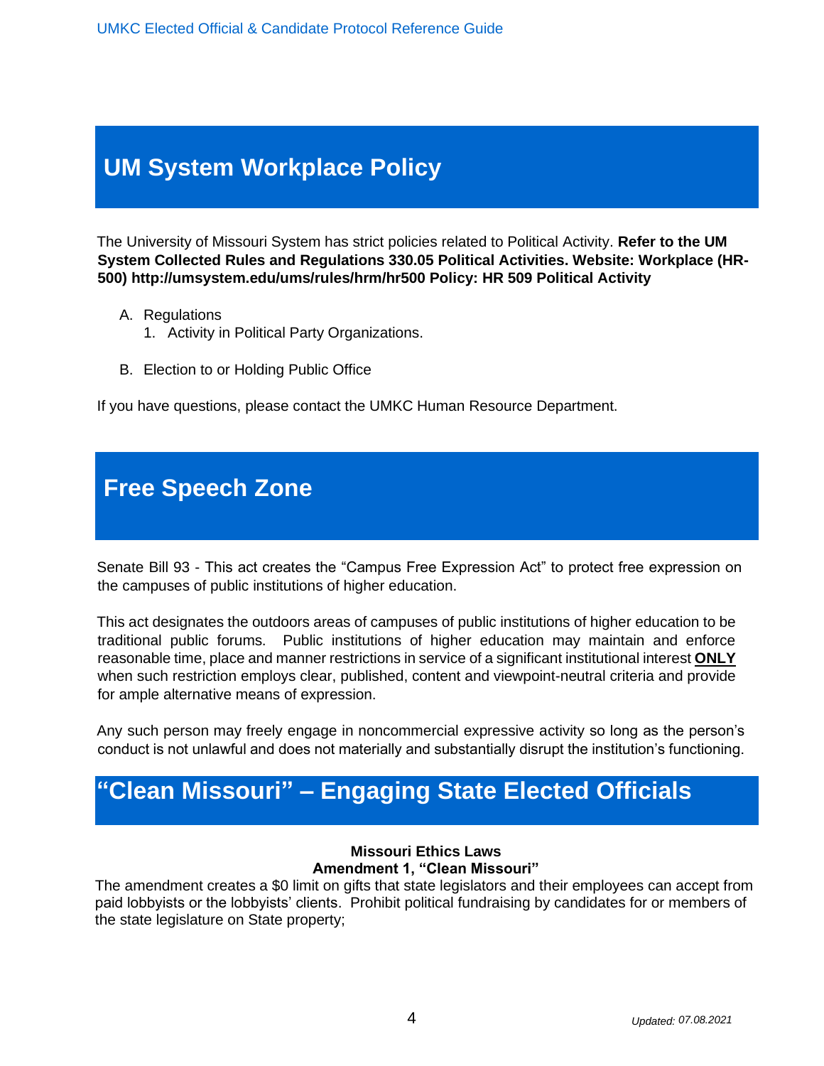## UM System Workplace Policy

The University of Missouri System has strict policies related to Political Activity. **Refer to the UM System Collected Rules and Regulations 330.05 Political Activities. Website: Workplace (HR-500) http://umsystem.edu/ums/rules/hrm/hr500 Policy: HR 509 Political Activity**

A. Regulations
   1. Activity in Political Party Organizations.

B. Election to or Holding Public Office

If you have questions, please contact the UMKC Human Resource Department.

## Free Speech Zone

Senate Bill 93 - This act creates the "Campus Free Expression Act" to protect free expression on the campuses of public institutions of higher education.

This act designates the outdoors areas of campuses of public institutions of higher education to be traditional public forums. Public institutions of higher education may maintain and enforce reasonable time, place and manner restrictions in service of a significant institutional interest <u>**ONLY**</u> when such restriction employs clear, published, content and viewpoint-neutral criteria and provide for ample alternative means of expression.

Any such person may freely engage in noncommercial expressive activity so long as the person's conduct is not unlawful and does not materially and substantially disrupt the institution's functioning.

## "Clean Missouri" – Engaging State Elected Officials

**Missouri Ethics Laws**
**Amendment 1, "Clean Missouri"**

The amendment creates a $0 limit on gifts that state legislators and their employees can accept from paid lobbyists or the lobbyists' clients. Prohibit political fundraising by candidates for or members of the state legislature on State property;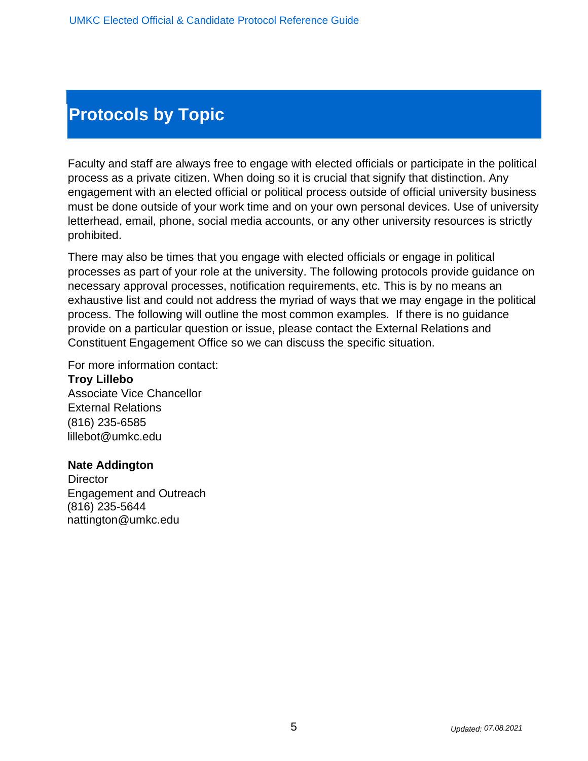# Protocols by Topic

Faculty and staff are always free to engage with elected officials or participate in the political process as a private citizen. When doing so it is crucial that signify that distinction. Any engagement with an elected official or political process outside of official university business must be done outside of your work time and on your own personal devices. Use of university letterhead, email, phone, social media accounts, or any other university resources is strictly prohibited.

There may also be times that you engage with elected officials or engage in political processes as part of your role at the university. The following protocols provide guidance on necessary approval processes, notification requirements, etc. This is by no means an exhaustive list and could not address the myriad of ways that we may engage in the political process. The following will outline the most common examples. If there is no guidance provide on a particular question or issue, please contact the External Relations and Constituent Engagement Office so we can discuss the specific situation.

For more information contact:
**Troy Lillebo**
Associate Vice Chancellor
External Relations
(816) 235-6585
lillebot@umkc.edu

**Nate Addington**
Director
Engagement and Outreach
(816) 235-5644
nattington@umkc.edu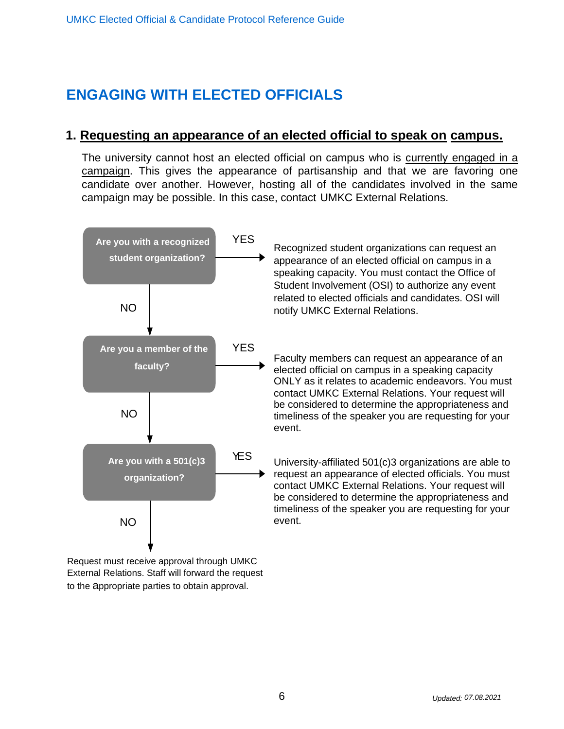## ENGAGING WITH ELECTED OFFICIALS

### 1. Requesting an appearance of an elected official to speak on campus.

The university cannot host an elected official on campus who is currently engaged in a campaign. This gives the appearance of partisanship and that we are favoring one candidate over another. However, hosting all of the candidates involved in the same campaign may be possible. In this case, contact UMKC External Relations.

**Are you with a recognized student organization?**

- YES → Recognized student organizations can request an appearance of an elected official on campus in a speaking capacity. You must contact the Office of Student Involvement (OSI) to authorize any event related to elected officials and candidates. OSI will notify UMKC External Relations.
- NO ↓

**Are you a member of the faculty?**

- YES → Faculty members can request an appearance of an elected official on campus in a speaking capacity ONLY as it relates to academic endeavors. You must contact UMKC External Relations. Your request will be considered to determine the appropriateness and timeliness of the speaker you are requesting for your event.
- NO ↓

**Are you with a 501(c)3 organization?**

- YES → University-affiliated 501(c)3 organizations are able to request an appearance of elected officials. You must contact UMKC External Relations. Your request will be considered to determine the appropriateness and timeliness of the speaker you are requesting for your event.
- NO ↓

Request must receive approval through UMKC External Relations. Staff will forward the request to the appropriate parties to obtain approval.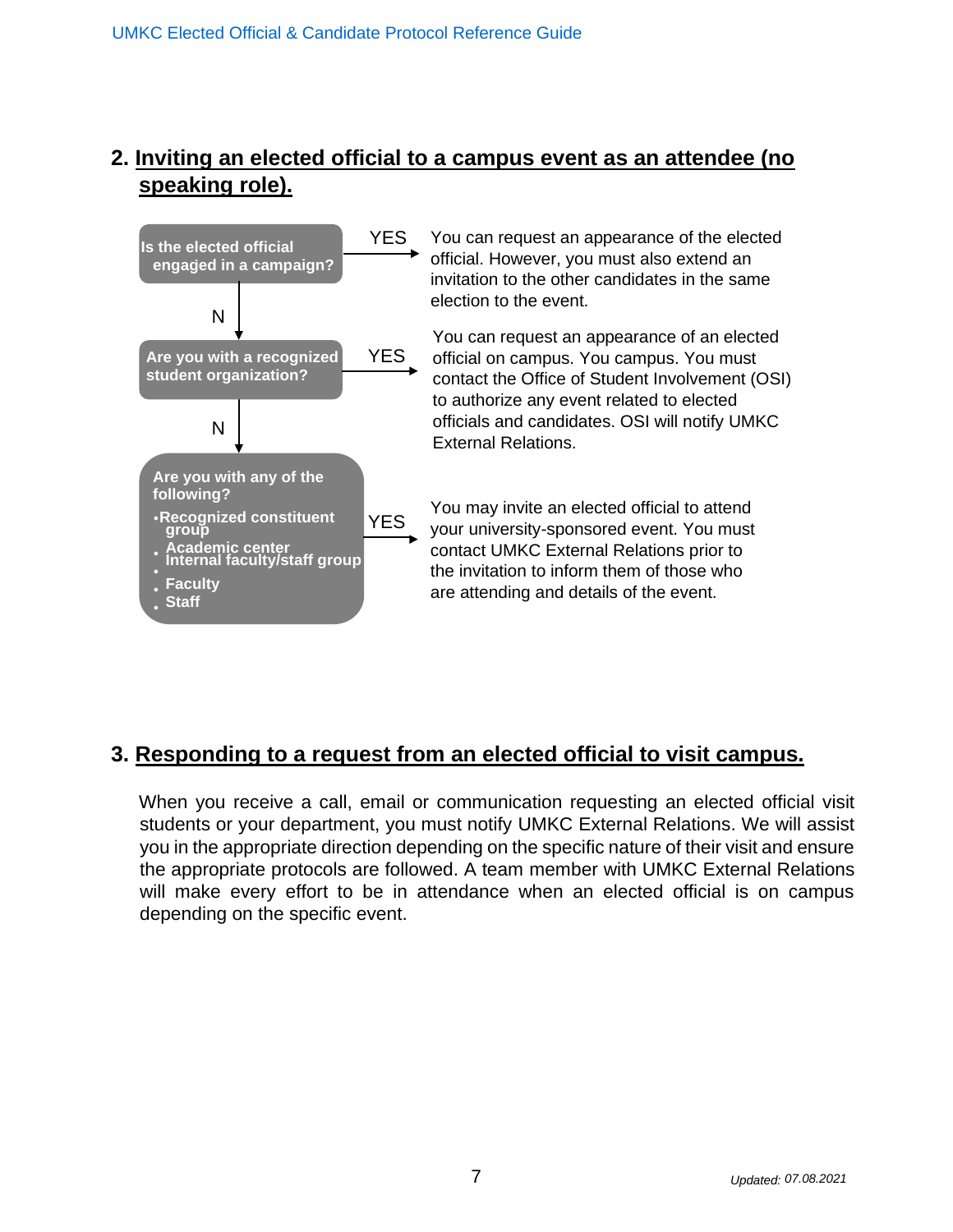## 2. Inviting an elected official to a campus event as an attendee (no speaking role).

**Is the elected official engaged in a campaign?**

- **YES** → You can request an appearance of the elected official. However, you must also extend an invitation to the other candidates in the same election to the event.
- **N** ↓

**Are you with a recognized student organization?**

- **YES** → You can request an appearance of an elected official on campus. You campus. You must contact the Office of Student Involvement (OSI) to authorize any event related to elected officials and candidates. OSI will notify UMKC External Relations.
- **N** ↓

**Are you with any of the following?**

- **Recognized constituent group**
- **Academic center**
- **Internal faculty/staff group**
- **Faculty**
- **Staff**

- **YES** → You may invite an elected official to attend your university-sponsored event. You must contact UMKC External Relations prior to the invitation to inform them of those who are attending and details of the event.

## 3. Responding to a request from an elected official to visit campus.

When you receive a call, email or communication requesting an elected official visit students or your department, you must notify UMKC External Relations. We will assist you in the appropriate direction depending on the specific nature of their visit and ensure the appropriate protocols are followed. A team member with UMKC External Relations will make every effort to be in attendance when an elected official is on campus depending on the specific event.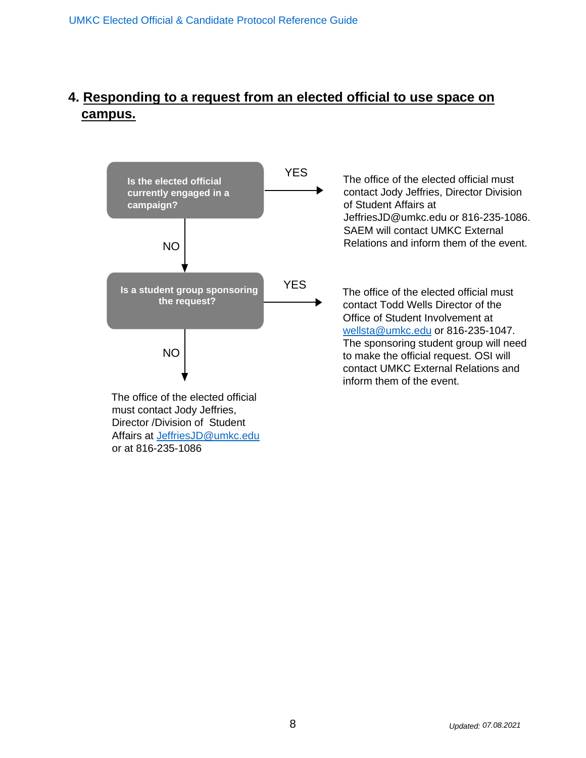## 4. Responding to a request from an elected official to use space on campus.

**Is the elected official currently engaged in a campaign?**

YES → The office of the elected official must contact Jody Jeffries, Director Division of Student Affairs at JeffriesJD@umkc.edu or 816-235-1086. SAEM will contact UMKC External Relations and inform them of the event.

NO ↓

**Is a student group sponsoring the request?**

YES → The office of the elected official must contact Todd Wells Director of the Office of Student Involvement at wellsta@umkc.edu or 816-235-1047. The sponsoring student group will need to make the official request. OSI will contact UMKC External Relations and inform them of the event.

NO ↓

The office of the elected official must contact Jody Jeffries, Director /Division of Student Affairs at JeffriesJD@umkc.edu or at 816-235-1086

*Updated: 07.08.2021*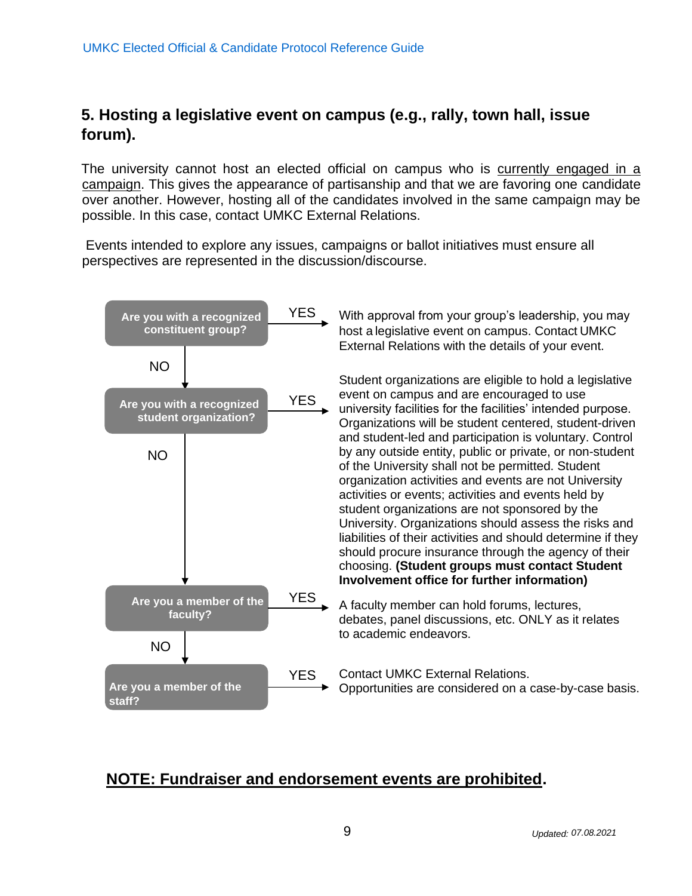## 5. Hosting a legislative event on campus (e.g., rally, town hall, issue forum).

The university cannot host an elected official on campus who is currently engaged in a campaign. This gives the appearance of partisanship and that we are favoring one candidate over another. However, hosting all of the candidates involved in the same campaign may be possible. In this case, contact UMKC External Relations.

Events intended to explore any issues, campaigns or ballot initiatives must ensure all perspectives are represented in the discussion/discourse.

**Are you with a recognized constituent group?**

- **YES** → With approval from your group's leadership, you may host a legislative event on campus. Contact UMKC External Relations with the details of your event.
- **NO** ↓

**Are you with a recognized student organization?**

- **YES** → Student organizations are eligible to hold a legislative event on campus and are encouraged to use university facilities for the facilities' intended purpose. Organizations will be student centered, student-driven and student-led and participation is voluntary. Control by any outside entity, public or private, or non-student of the University shall not be permitted. Student organization activities and events are not University activities or events; activities and events held by student organizations are not sponsored by the University. Organizations should assess the risks and liabilities of their activities and should determine if they should procure insurance through the agency of their choosing. **(Student groups must contact Student Involvement office for further information)**
- **NO** ↓

**Are you a member of the faculty?**

- **YES** → A faculty member can hold forums, lectures, debates, panel discussions, etc. ONLY as it relates to academic endeavors.
- **NO** ↓

**Are you a member of the staff?**

- **YES** → Contact UMKC External Relations. Opportunities are considered on a case-by-case basis.

**NOTE: Fundraiser and endorsement events are prohibited.**

*Updated: 07.08.2021*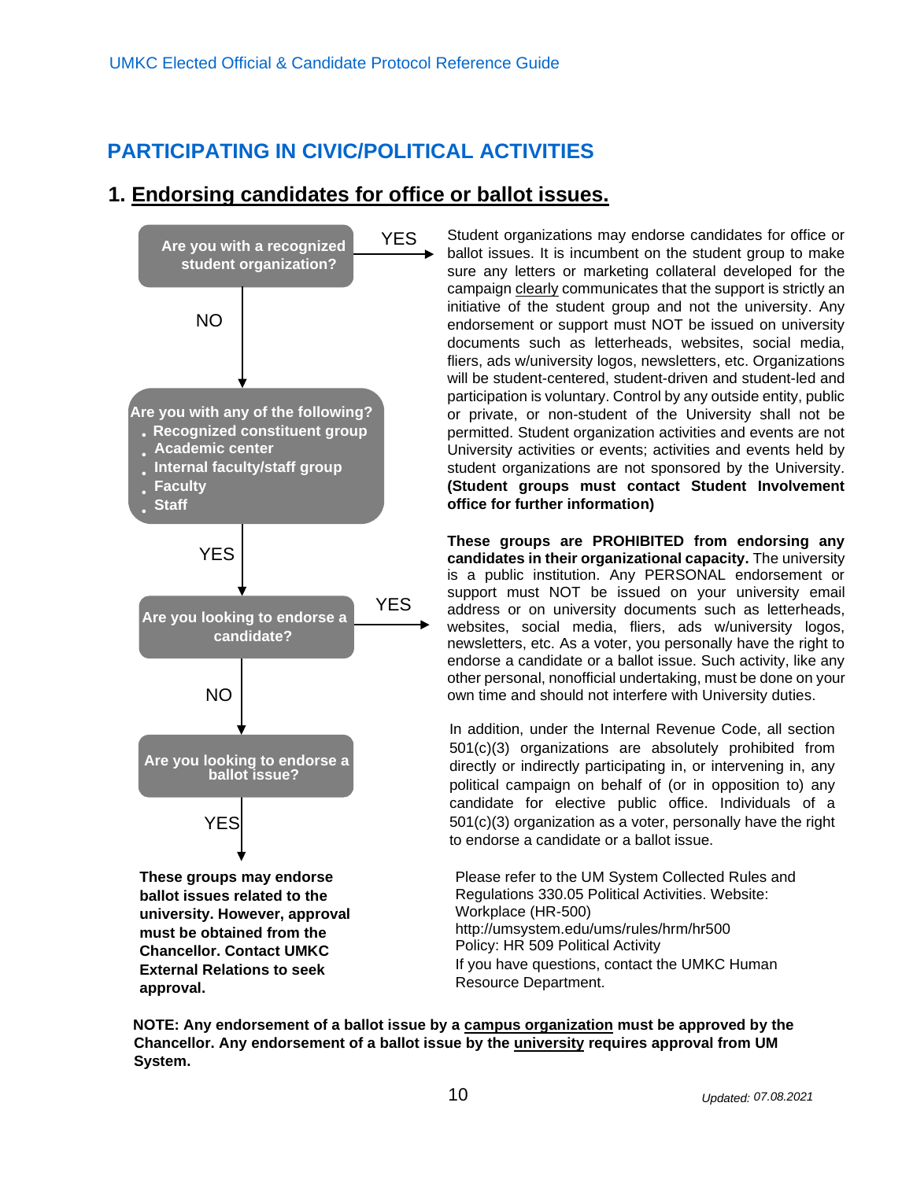## PARTICIPATING IN CIVIC/POLITICAL ACTIVITIES

### 1. Endorsing candidates for office or ballot issues.

**Are you with a recognized student organization?**

YES →

Student organizations may endorse candidates for office or ballot issues. It is incumbent on the student group to make sure any letters or marketing collateral developed for the campaign clearly communicates that the support is strictly an initiative of the student group and not the university. Any endorsement or support must NOT be issued on university documents such as letterheads, websites, social media, fliers, ads w/university logos, newsletters, etc. Organizations will be student-centered, student-driven and student-led and participation is voluntary. Control by any outside entity, public or private, or non-student of the University shall not be permitted. Student organization activities and events are not University activities or events; activities and events held by student organizations are not sponsored by the University. **(Student groups must contact Student Involvement office for further information)**

NO ↓

**Are you with any of the following?**

- **Recognized constituent group**
- **Academic center**
- **Internal faculty/staff group**
- **Faculty**
- **Staff**

YES ↓

**Are you looking to endorse a candidate?**

YES →

**These groups are PROHIBITED from endorsing any candidates in their organizational capacity.** The university is a public institution. Any PERSONAL endorsement or support must NOT be issued on your university email address or on university documents such as letterheads, websites, social media, fliers, ads w/university logos, newsletters, etc. As a voter, you personally have the right to endorse a candidate or a ballot issue. Such activity, like any other personal, nonofficial undertaking, must be done on your own time and should not interfere with University duties.

In addition, under the Internal Revenue Code, all section 501(c)(3) organizations are absolutely prohibited from directly or indirectly participating in, or intervening in, any political campaign on behalf of (or in opposition to) any candidate for elective public office. Individuals of a 501(c)(3) organization as a voter, personally have the right to endorse a candidate or a ballot issue.

NO ↓

**Are you looking to endorse a ballot issue?**

YES ↓

**These groups may endorse ballot issues related to the university. However, approval must be obtained from the Chancellor. Contact UMKC External Relations to seek approval.**

Please refer to the UM System Collected Rules and Regulations 330.05 Political Activities. Website:
Workplace (HR-500)
http://umsystem.edu/ums/rules/hrm/hr500
Policy: HR 509 Political Activity
If you have questions, contact the UMKC Human Resource Department.

**NOTE: Any endorsement of a ballot issue by a campus organization must be approved by the Chancellor. Any endorsement of a ballot issue by the university requires approval from UM System.**

*Updated: 07.08.2021*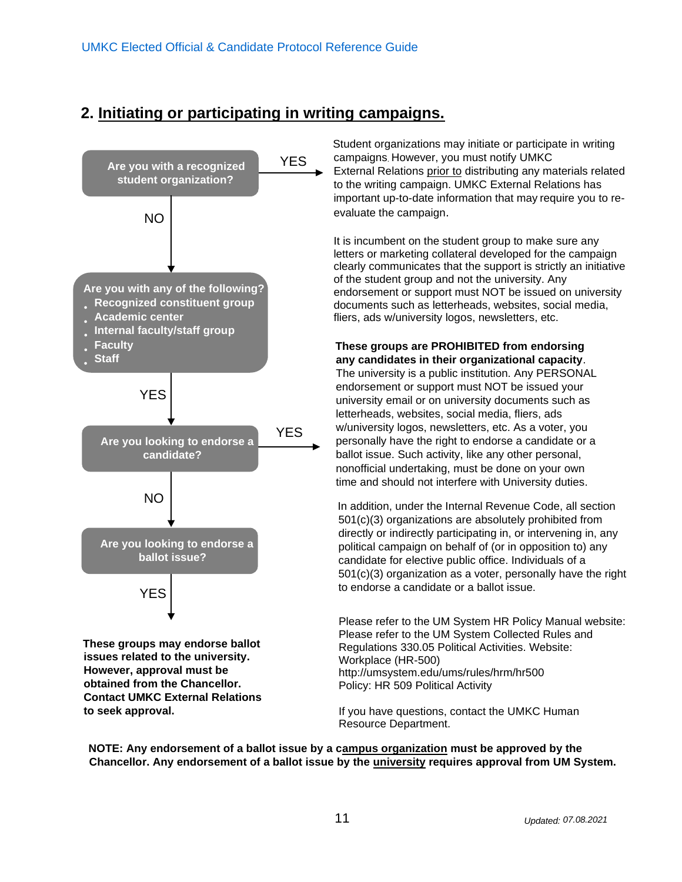## 2. Initiating or participating in writing campaigns.

**Are you with a recognized student organization?**

YES →

Student organizations may initiate or participate in writing campaigns. However, you must notify UMKC External Relations prior to distributing any materials related to the writing campaign. UMKC External Relations has important up-to-date information that may require you to re-evaluate the campaign.

It is incumbent on the student group to make sure any letters or marketing collateral developed for the campaign clearly communicates that the support is strictly an initiative of the student group and not the university. Any endorsement or support must NOT be issued on university documents such as letterheads, websites, social media, fliers, ads w/university logos, newsletters, etc.

NO ↓

**Are you with any of the following?**

- **Recognized constituent group**
- **Academic center**
- **Internal faculty/staff group**
- **Faculty**
- **Staff**

YES ↓

**Are you looking to endorse a candidate?**

YES →

**These groups are PROHIBITED from endorsing any candidates in their organizational capacity**. The university is a public institution. Any PERSONAL endorsement or support must NOT be issued your university email or on university documents such as letterheads, websites, social media, fliers, ads w/university logos, newsletters, etc. As a voter, you personally have the right to endorse a candidate or a ballot issue. Such activity, like any other personal, nonofficial undertaking, must be done on your own time and should not interfere with University duties.

In addition, under the Internal Revenue Code, all section 501(c)(3) organizations are absolutely prohibited from directly or indirectly participating in, or intervening in, any political campaign on behalf of (or in opposition to) any candidate for elective public office. Individuals of a 501(c)(3) organization as a voter, personally have the right to endorse a candidate or a ballot issue.

Please refer to the UM System HR Policy Manual website:
Please refer to the UM System Collected Rules and Regulations 330.05 Political Activities. Website:
Workplace (HR-500)
http://umsystem.edu/ums/rules/hrm/hr500
Policy: HR 509 Political Activity

If you have questions, contact the UMKC Human Resource Department.

NO ↓

**Are you looking to endorse a ballot issue?**

YES ↓

**These groups may endorse ballot issues related to the university. However, approval must be obtained from the Chancellor. Contact UMKC External Relations to seek approval.**

**NOTE: Any endorsement of a ballot issue by a campus organization must be approved by the Chancellor. Any endorsement of a ballot issue by the university requires approval from UM System.**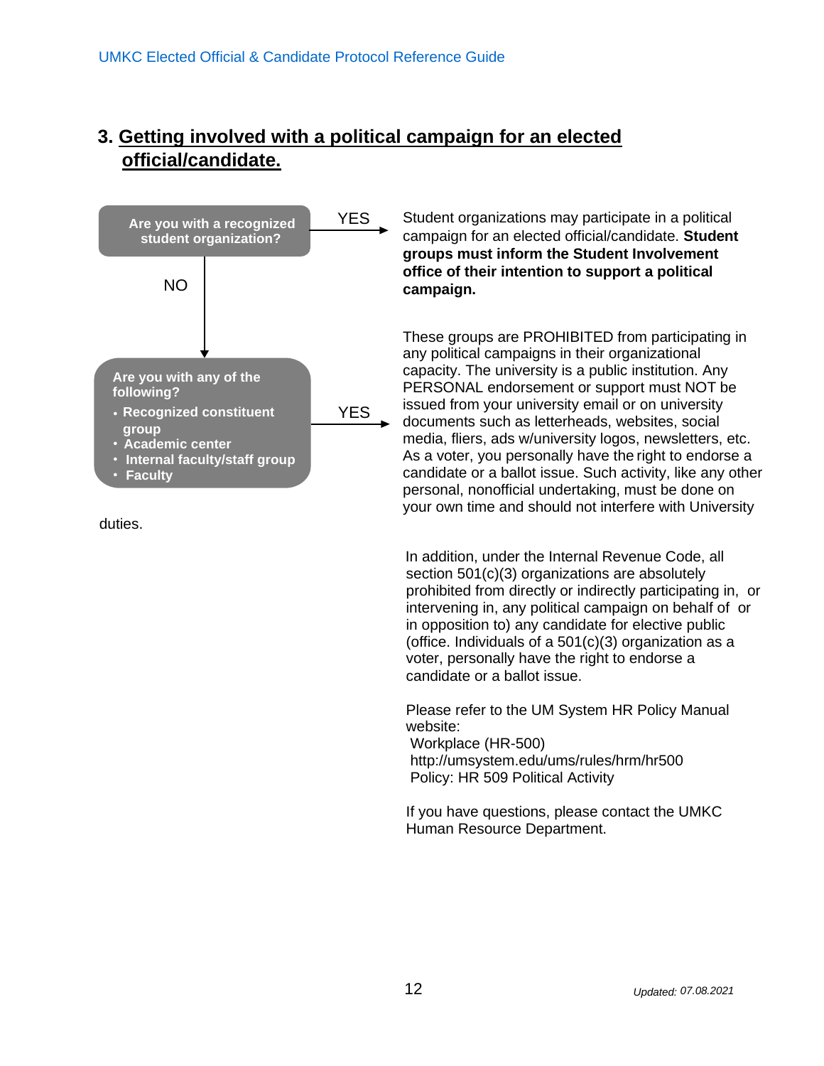## 3. Getting involved with a political campaign for an elected official/candidate.

**Are you with a recognized student organization?**

YES → Student organizations may participate in a political campaign for an elected official/candidate. **Student groups must inform the Student Involvement office of their intention to support a political campaign.**

NO ↓

**Are you with any of the following?**

- **Recognized constituent group**
- **Academic center**
- **Internal faculty/staff group**
- **Faculty**

YES → These groups are PROHIBITED from participating in any political campaigns in their organizational capacity. The university is a public institution. Any PERSONAL endorsement or support must NOT be issued from your university email or on university documents such as letterheads, websites, social media, fliers, ads w/university logos, newsletters, etc. As a voter, you personally have the right to endorse a candidate or a ballot issue. Such activity, like any other personal, nonofficial undertaking, must be done on your own time and should not interfere with University duties.

In addition, under the Internal Revenue Code, all section 501(c)(3) organizations are absolutely prohibited from directly or indirectly participating in, or intervening in, any political campaign on behalf of or in opposition to) any candidate for elective public (office. Individuals of a 501(c)(3) organization as a voter, personally have the right to endorse a candidate or a ballot issue.

Please refer to the UM System HR Policy Manual website:
Workplace (HR-500)
http://umsystem.edu/ums/rules/hrm/hr500
Policy: HR 509 Political Activity

If you have questions, please contact the UMKC Human Resource Department.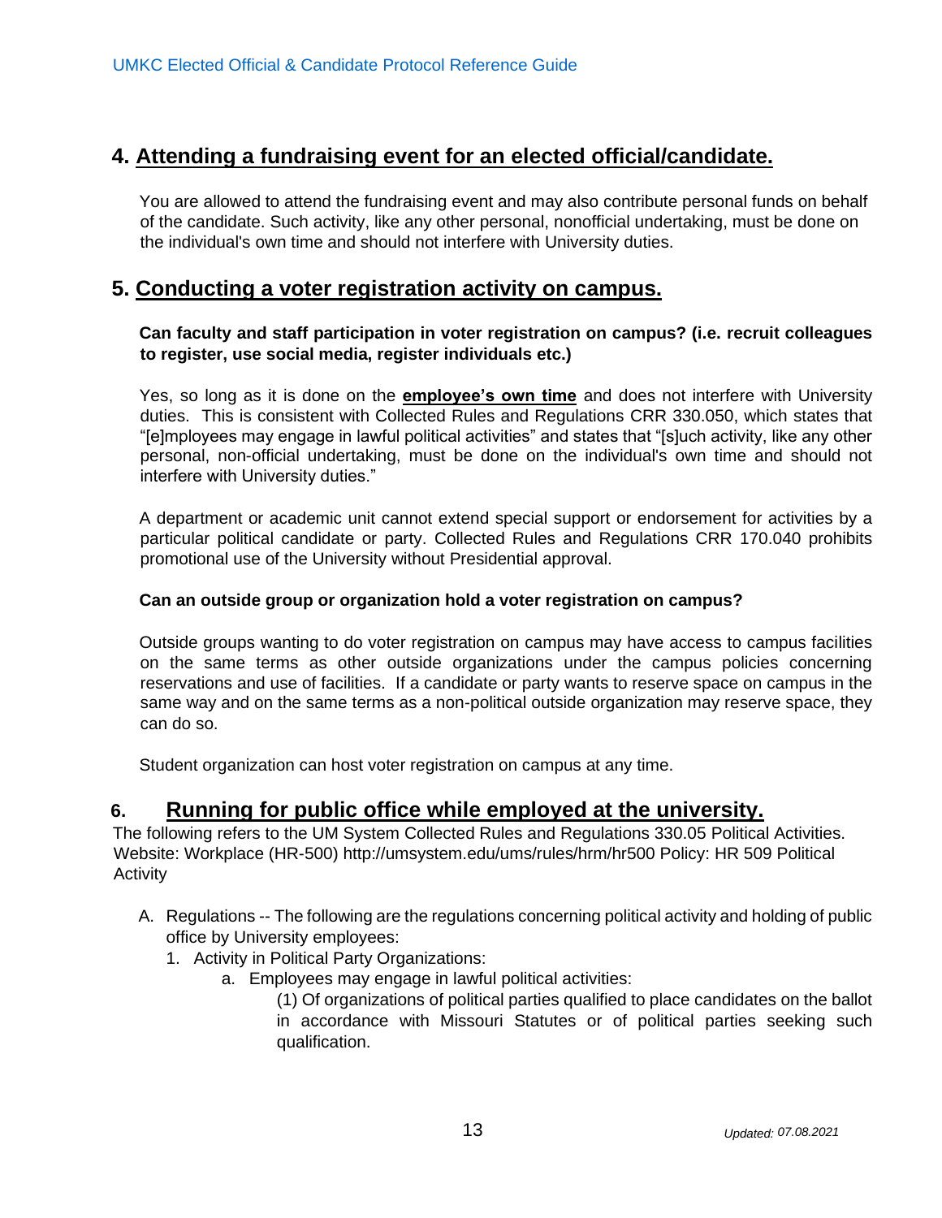## 4. Attending a fundraising event for an elected official/candidate.

You are allowed to attend the fundraising event and may also contribute personal funds on behalf of the candidate. Such activity, like any other personal, nonofficial undertaking, must be done on the individual's own time and should not interfere with University duties.

## 5. Conducting a voter registration activity on campus.

**Can faculty and staff participation in voter registration on campus? (i.e. recruit colleagues to register, use social media, register individuals etc.)**

Yes, so long as it is done on the **employee's own time** and does not interfere with University duties. This is consistent with Collected Rules and Regulations CRR 330.050, which states that "[e]mployees may engage in lawful political activities" and states that "[s]uch activity, like any other personal, non-official undertaking, must be done on the individual's own time and should not interfere with University duties."

A department or academic unit cannot extend special support or endorsement for activities by a particular political candidate or party. Collected Rules and Regulations CRR 170.040 prohibits promotional use of the University without Presidential approval.

**Can an outside group or organization hold a voter registration on campus?**

Outside groups wanting to do voter registration on campus may have access to campus facilities on the same terms as other outside organizations under the campus policies concerning reservations and use of facilities. If a candidate or party wants to reserve space on campus in the same way and on the same terms as a non-political outside organization may reserve space, they can do so.

Student organization can host voter registration on campus at any time.

## 6. Running for public office while employed at the university.

The following refers to the UM System Collected Rules and Regulations 330.05 Political Activities. Website: Workplace (HR-500) http://umsystem.edu/ums/rules/hrm/hr500 Policy: HR 509 Political Activity

A. Regulations -- The following are the regulations concerning political activity and holding of public office by University employees:
   1. Activity in Political Party Organizations:
      a. Employees may engage in lawful political activities:
         (1) Of organizations of political parties qualified to place candidates on the ballot in accordance with Missouri Statutes or of political parties seeking such qualification.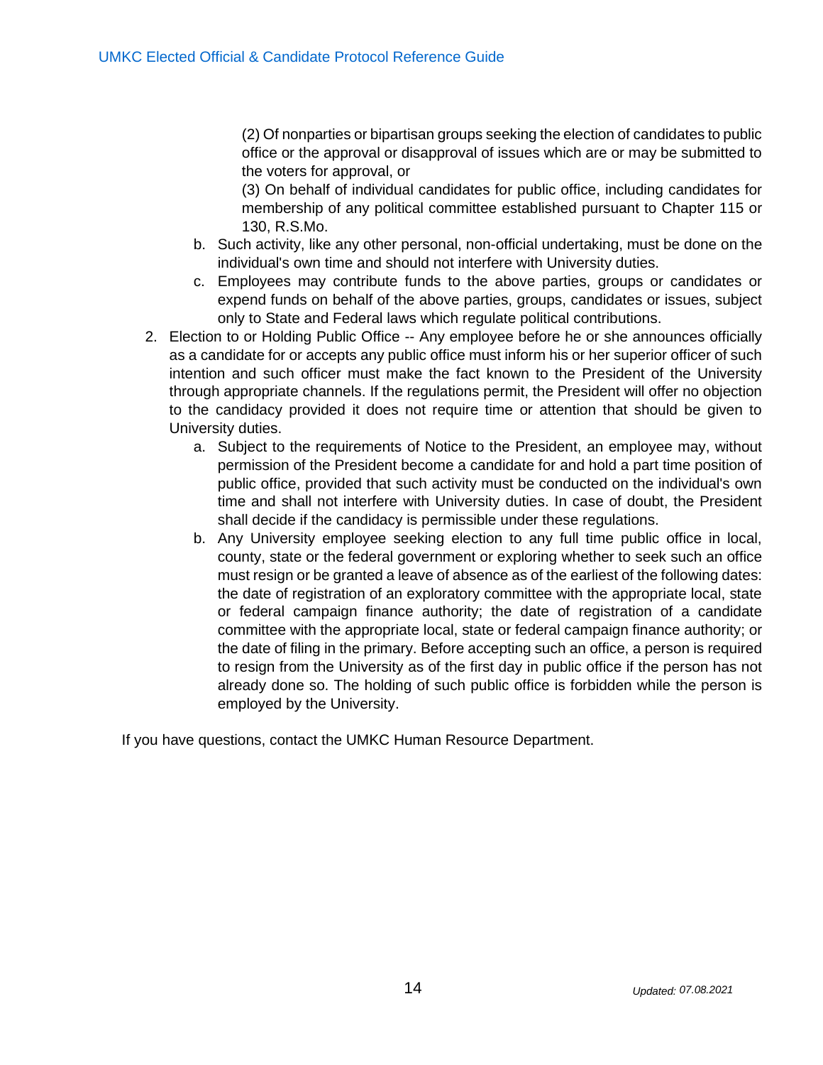(2) Of nonparties or bipartisan groups seeking the election of candidates to public office or the approval or disapproval of issues which are or may be submitted to the voters for approval, or

(3) On behalf of individual candidates for public office, including candidates for membership of any political committee established pursuant to Chapter 115 or 130, R.S.Mo.

   b. Such activity, like any other personal, non-official undertaking, must be done on the individual's own time and should not interfere with University duties.
   c. Employees may contribute funds to the above parties, groups or candidates or expend funds on behalf of the above parties, groups, candidates or issues, subject only to State and Federal laws which regulate political contributions.

2. Election to or Holding Public Office -- Any employee before he or she announces officially as a candidate for or accepts any public office must inform his or her superior officer of such intention and such officer must make the fact known to the President of the University through appropriate channels. If the regulations permit, the President will offer no objection to the candidacy provided it does not require time or attention that should be given to University duties.
   a. Subject to the requirements of Notice to the President, an employee may, without permission of the President become a candidate for and hold a part time position of public office, provided that such activity must be conducted on the individual's own time and shall not interfere with University duties. In case of doubt, the President shall decide if the candidacy is permissible under these regulations.
   b. Any University employee seeking election to any full time public office in local, county, state or the federal government or exploring whether to seek such an office must resign or be granted a leave of absence as of the earliest of the following dates: the date of registration of an exploratory committee with the appropriate local, state or federal campaign finance authority; the date of registration of a candidate committee with the appropriate local, state or federal campaign finance authority; or the date of filing in the primary. Before accepting such an office, a person is required to resign from the University as of the first day in public office if the person has not already done so. The holding of such public office is forbidden while the person is employed by the University.

If you have questions, contact the UMKC Human Resource Department.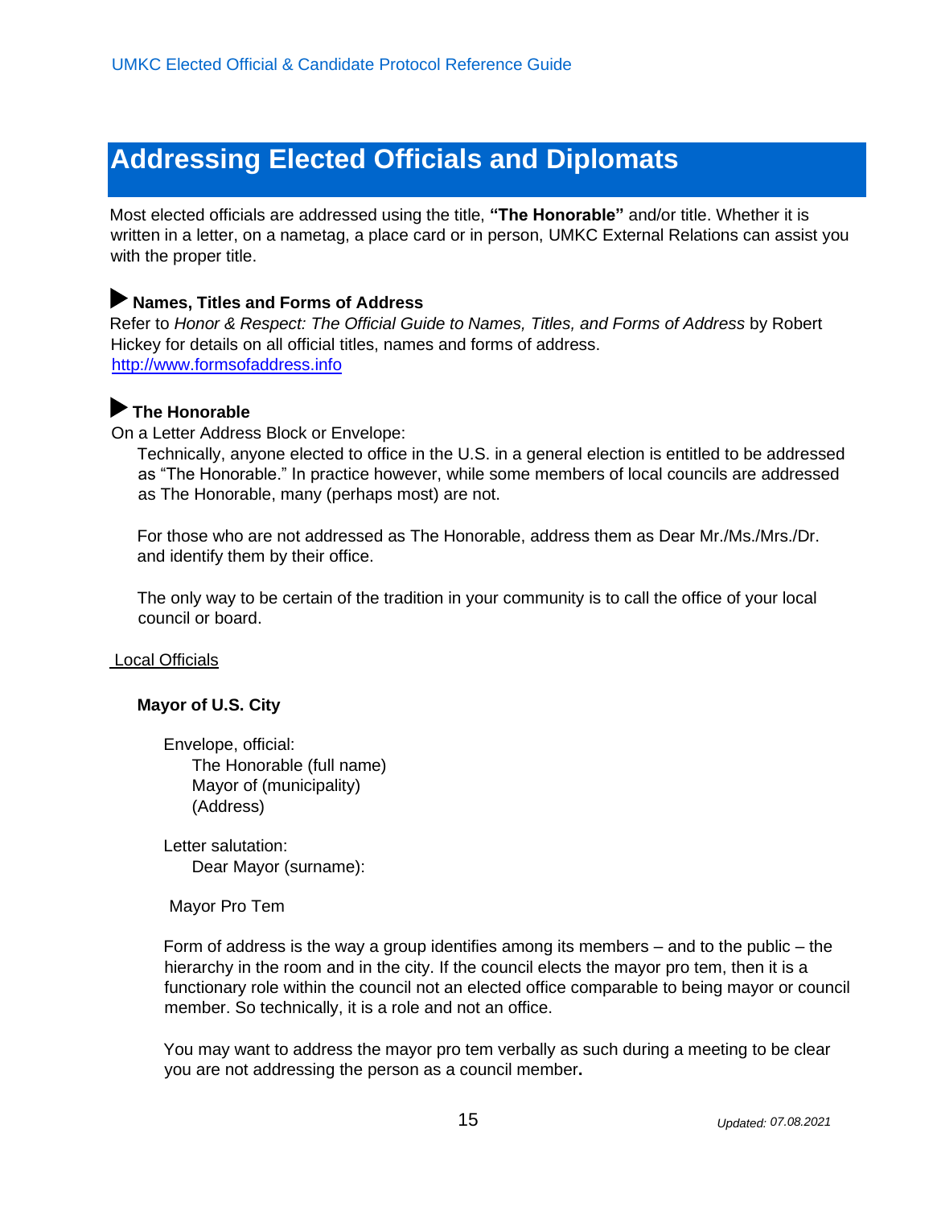# Addressing Elected Officials and Diplomats

Most elected officials are addressed using the title, **"The Honorable"** and/or title. Whether it is written in a letter, on a nametag, a place card or in person, UMKC External Relations can assist you with the proper title.

### ▶ Names, Titles and Forms of Address

Refer to *Honor & Respect: The Official Guide to Names, Titles, and Forms of Address* by Robert Hickey for details on all official titles, names and forms of address.
http://www.formsofaddress.info

### ▶ The Honorable

On a Letter Address Block or Envelope:

Technically, anyone elected to office in the U.S. in a general election is entitled to be addressed as "The Honorable." In practice however, while some members of local councils are addressed as The Honorable, many (perhaps most) are not.

For those who are not addressed as The Honorable, address them as Dear Mr./Ms./Mrs./Dr. and identify them by their office.

The only way to be certain of the tradition in your community is to call the office of your local council or board.

Local Officials

**Mayor of U.S. City**

Envelope, official:
The Honorable (full name)
Mayor of (municipality)
(Address)

Letter salutation:
Dear Mayor (surname):

Mayor Pro Tem

Form of address is the way a group identifies among its members – and to the public – the hierarchy in the room and in the city. If the council elects the mayor pro tem, then it is a functionary role within the council not an elected office comparable to being mayor or council member. So technically, it is a role and not an office.

You may want to address the mayor pro tem verbally as such during a meeting to be clear you are not addressing the person as a council member.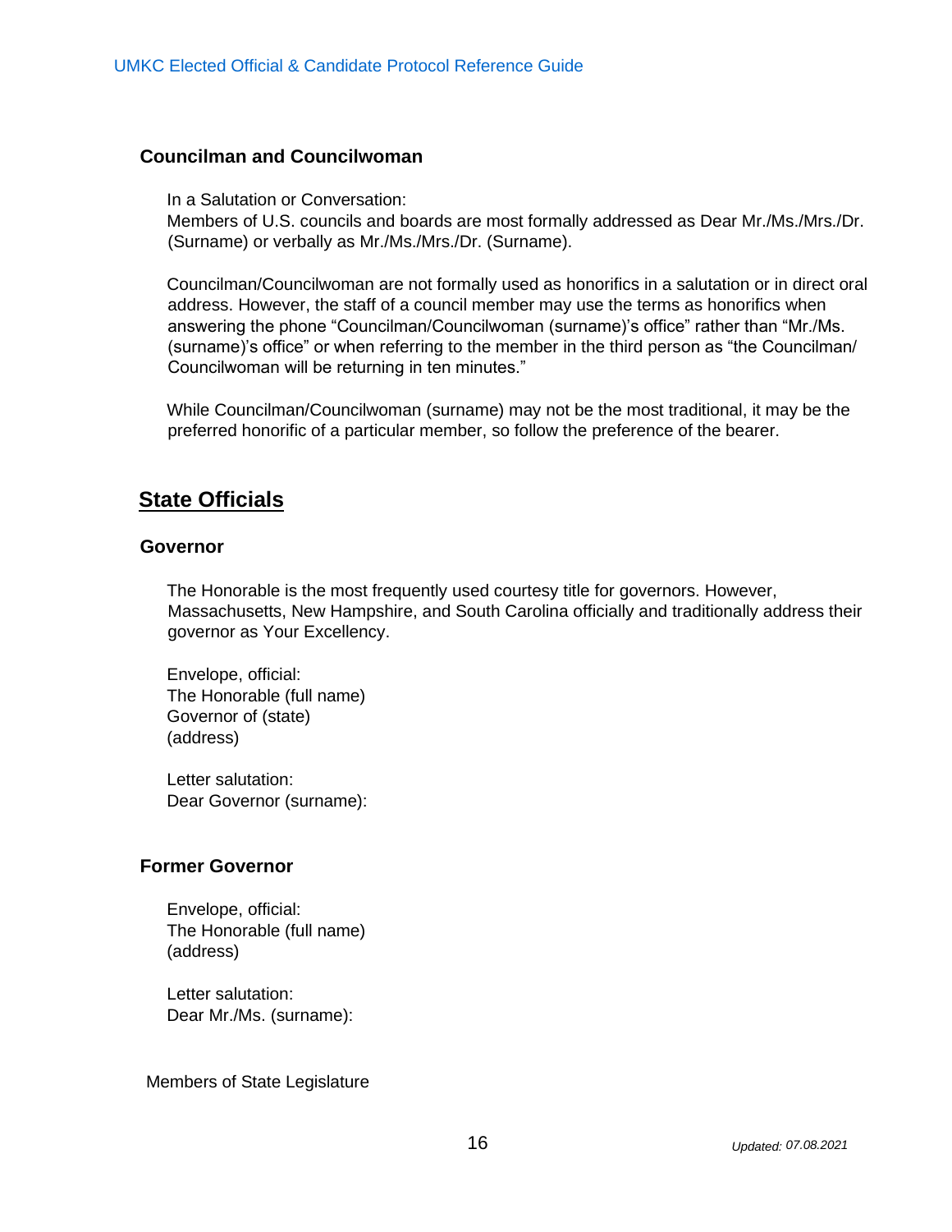### Councilman and Councilwoman

In a Salutation or Conversation:
Members of U.S. councils and boards are most formally addressed as Dear Mr./Ms./Mrs./Dr. (Surname) or verbally as Mr./Ms./Mrs./Dr. (Surname).

Councilman/Councilwoman are not formally used as honorifics in a salutation or in direct oral address. However, the staff of a council member may use the terms as honorifics when answering the phone "Councilman/Councilwoman (surname)'s office" rather than "Mr./Ms. (surname)'s office" or when referring to the member in the third person as "the Councilman/ Councilwoman will be returning in ten minutes."

While Councilman/Councilwoman (surname) may not be the most traditional, it may be the preferred honorific of a particular member, so follow the preference of the bearer.

## State Officials

### Governor

The Honorable is the most frequently used courtesy title for governors. However, Massachusetts, New Hampshire, and South Carolina officially and traditionally address their governor as Your Excellency.

Envelope, official:
The Honorable (full name)
Governor of (state)
(address)

Letter salutation:
Dear Governor (surname):

### Former Governor

Envelope, official:
The Honorable (full name)
(address)

Letter salutation:
Dear Mr./Ms. (surname):

Members of State Legislature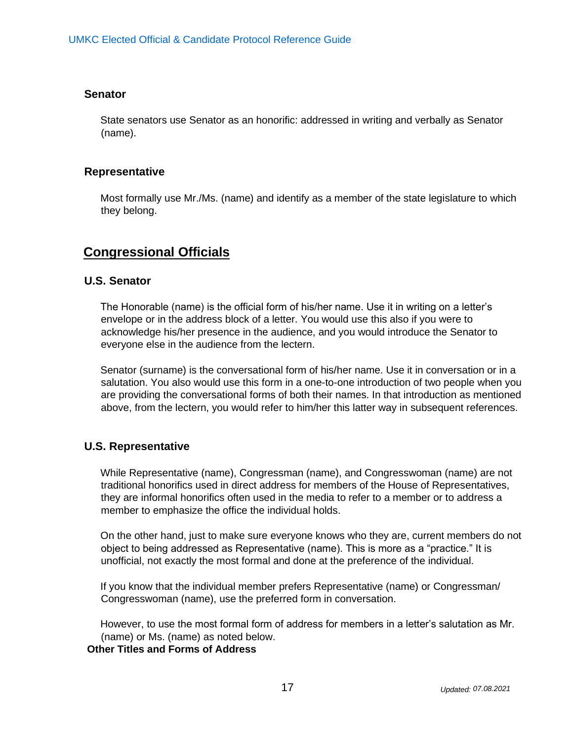### Senator

State senators use Senator as an honorific: addressed in writing and verbally as Senator (name).

### Representative

Most formally use Mr./Ms. (name) and identify as a member of the state legislature to which they belong.

## Congressional Officials

### U.S. Senator

The Honorable (name) is the official form of his/her name. Use it in writing on a letter's envelope or in the address block of a letter. You would use this also if you were to acknowledge his/her presence in the audience, and you would introduce the Senator to everyone else in the audience from the lectern.

Senator (surname) is the conversational form of his/her name. Use it in conversation or in a salutation. You also would use this form in a one-to-one introduction of two people when you are providing the conversational forms of both their names. In that introduction as mentioned above, from the lectern, you would refer to him/her this latter way in subsequent references.

### U.S. Representative

While Representative (name), Congressman (name), and Congresswoman (name) are not traditional honorifics used in direct address for members of the House of Representatives, they are informal honorifics often used in the media to refer to a member or to address a member to emphasize the office the individual holds.

On the other hand, just to make sure everyone knows who they are, current members do not object to being addressed as Representative (name). This is more as a "practice." It is unofficial, not exactly the most formal and done at the preference of the individual.

If you know that the individual member prefers Representative (name) or Congressman/ Congresswoman (name), use the preferred form in conversation.

However, to use the most formal form of address for members in a letter's salutation as Mr. (name) or Ms. (name) as noted below.

**Other Titles and Forms of Address**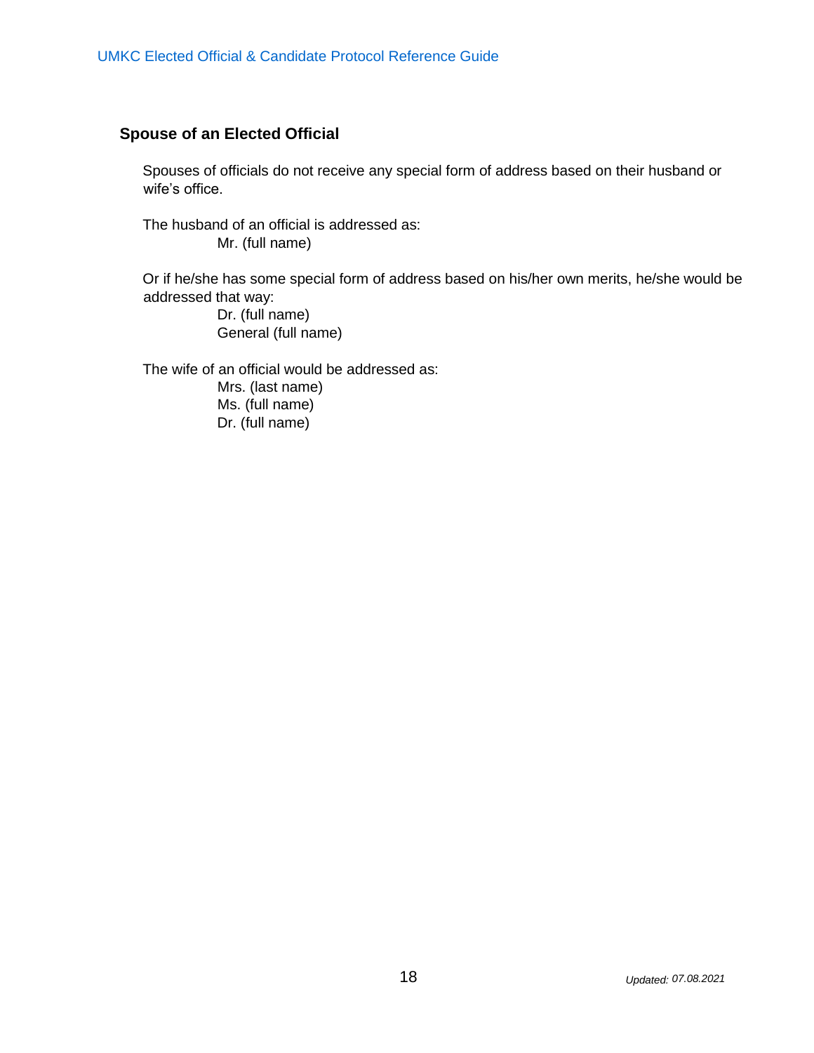## Spouse of an Elected Official

Spouses of officials do not receive any special form of address based on their husband or wife's office.

The husband of an official is addressed as:

Mr. (full name)

Or if he/she has some special form of address based on his/her own merits, he/she would be addressed that way:

Dr. (full name)
General (full name)

The wife of an official would be addressed as:

Mrs. (last name)
Ms. (full name)
Dr. (full name)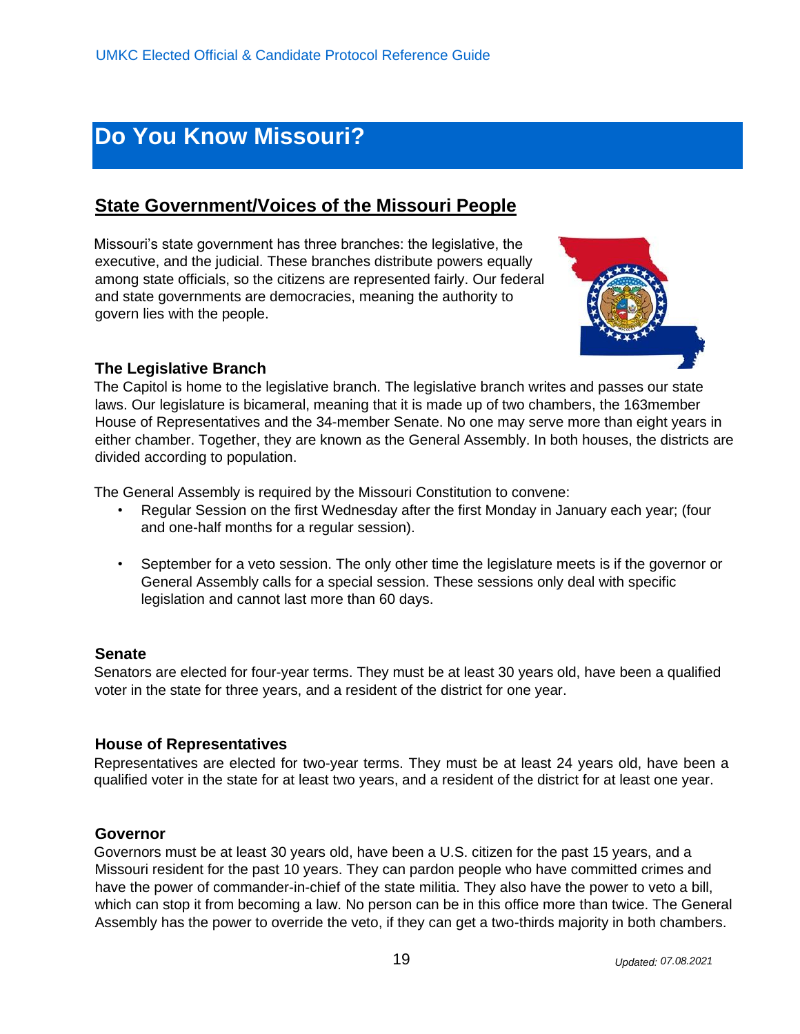# Do You Know Missouri?

## State Government/Voices of the Missouri People

Missouri's state government has three branches: the legislative, the executive, and the judicial. These branches distribute powers equally among state officials, so the citizens are represented fairly. Our federal and state governments are democracies, meaning the authority to govern lies with the people.

### The Legislative Branch

The Capitol is home to the legislative branch. The legislative branch writes and passes our state laws. Our legislature is bicameral, meaning that it is made up of two chambers, the 163member House of Representatives and the 34-member Senate. No one may serve more than eight years in either chamber. Together, they are known as the General Assembly. In both houses, the districts are divided according to population.

The General Assembly is required by the Missouri Constitution to convene:

- Regular Session on the first Wednesday after the first Monday in January each year; (four and one-half months for a regular session).
- September for a veto session. The only other time the legislature meets is if the governor or General Assembly calls for a special session. These sessions only deal with specific legislation and cannot last more than 60 days.

### Senate

Senators are elected for four-year terms. They must be at least 30 years old, have been a qualified voter in the state for three years, and a resident of the district for one year.

### House of Representatives

Representatives are elected for two-year terms. They must be at least 24 years old, have been a qualified voter in the state for at least two years, and a resident of the district for at least one year.

### Governor

Governors must be at least 30 years old, have been a U.S. citizen for the past 15 years, and a Missouri resident for the past 10 years. They can pardon people who have committed crimes and have the power of commander-in-chief of the state militia. They also have the power to veto a bill, which can stop it from becoming a law. No person can be in this office more than twice. The General Assembly has the power to override the veto, if they can get a two-thirds majority in both chambers.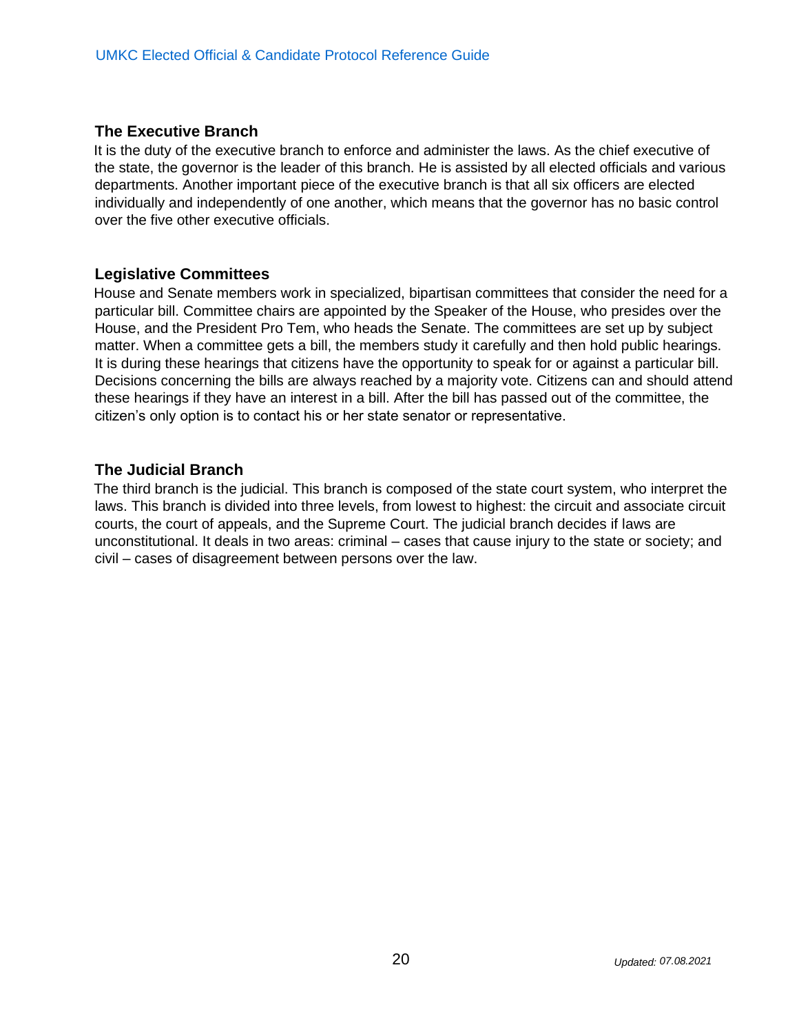## The Executive Branch

It is the duty of the executive branch to enforce and administer the laws. As the chief executive of the state, the governor is the leader of this branch. He is assisted by all elected officials and various departments. Another important piece of the executive branch is that all six officers are elected individually and independently of one another, which means that the governor has no basic control over the five other executive officials.

## Legislative Committees

House and Senate members work in specialized, bipartisan committees that consider the need for a particular bill. Committee chairs are appointed by the Speaker of the House, who presides over the House, and the President Pro Tem, who heads the Senate. The committees are set up by subject matter. When a committee gets a bill, the members study it carefully and then hold public hearings. It is during these hearings that citizens have the opportunity to speak for or against a particular bill. Decisions concerning the bills are always reached by a majority vote. Citizens can and should attend these hearings if they have an interest in a bill. After the bill has passed out of the committee, the citizen's only option is to contact his or her state senator or representative.

## The Judicial Branch

The third branch is the judicial. This branch is composed of the state court system, who interpret the laws. This branch is divided into three levels, from lowest to highest: the circuit and associate circuit courts, the court of appeals, and the Supreme Court. The judicial branch decides if laws are unconstitutional. It deals in two areas: criminal – cases that cause injury to the state or society; and civil – cases of disagreement between persons over the law.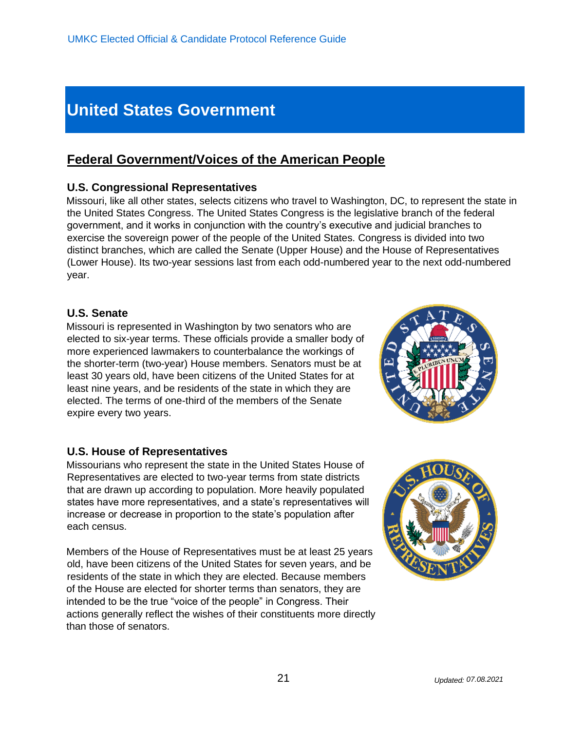# United States Government

## Federal Government/Voices of the American People

### U.S. Congressional Representatives

Missouri, like all other states, selects citizens who travel to Washington, DC, to represent the state in the United States Congress. The United States Congress is the legislative branch of the federal government, and it works in conjunction with the country's executive and judicial branches to exercise the sovereign power of the people of the United States. Congress is divided into two distinct branches, which are called the Senate (Upper House) and the House of Representatives (Lower House). Its two-year sessions last from each odd-numbered year to the next odd-numbered year.

### U.S. Senate

Missouri is represented in Washington by two senators who are elected to six-year terms. These officials provide a smaller body of more experienced lawmakers to counterbalance the workings of the shorter-term (two-year) House members. Senators must be at least 30 years old, have been citizens of the United States for at least nine years, and be residents of the state in which they are elected. The terms of one-third of the members of the Senate expire every two years.

### U.S. House of Representatives

Missourians who represent the state in the United States House of Representatives are elected to two-year terms from state districts that are drawn up according to population. More heavily populated states have more representatives, and a state's representatives will increase or decrease in proportion to the state's population after each census.

Members of the House of Representatives must be at least 25 years old, have been citizens of the United States for seven years, and be residents of the state in which they are elected. Because members of the House are elected for shorter terms than senators, they are intended to be the true "voice of the people" in Congress. Their actions generally reflect the wishes of their constituents more directly than those of senators.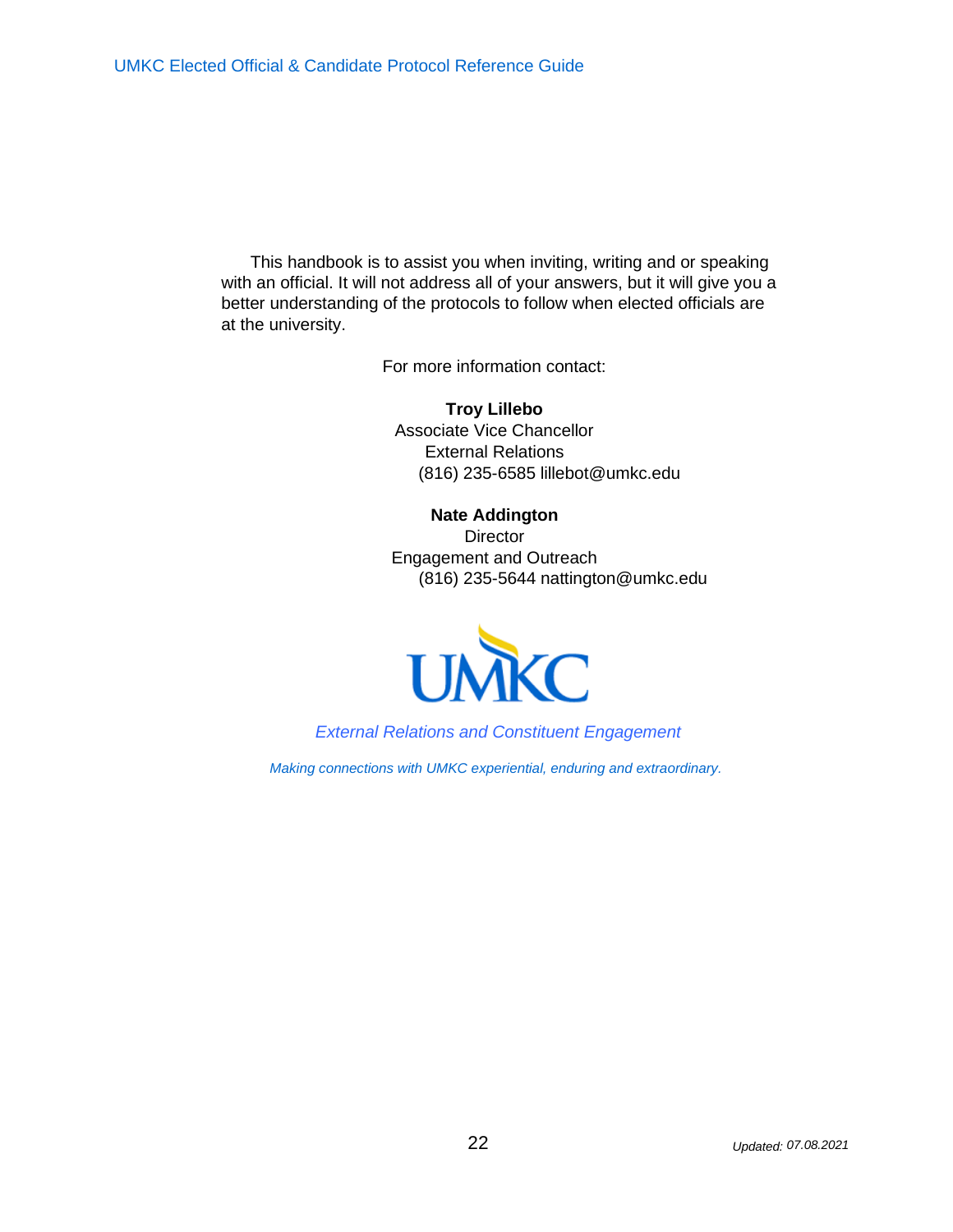This handbook is to assist you when inviting, writing and or speaking with an official. It will not address all of your answers, but it will give you a better understanding of the protocols to follow when elected officials are at the university.

For more information contact:

**Troy Lillebo**
Associate Vice Chancellor
External Relations
(816) 235-6585 lillebot@umkc.edu

**Nate Addington**
Director
Engagement and Outreach
(816) 235-5644 nattington@umkc.edu

UMKC

*External Relations and Constituent Engagement*

*Making connections with UMKC experiential, enduring and extraordinary.*

*Updated: 07.08.2021*